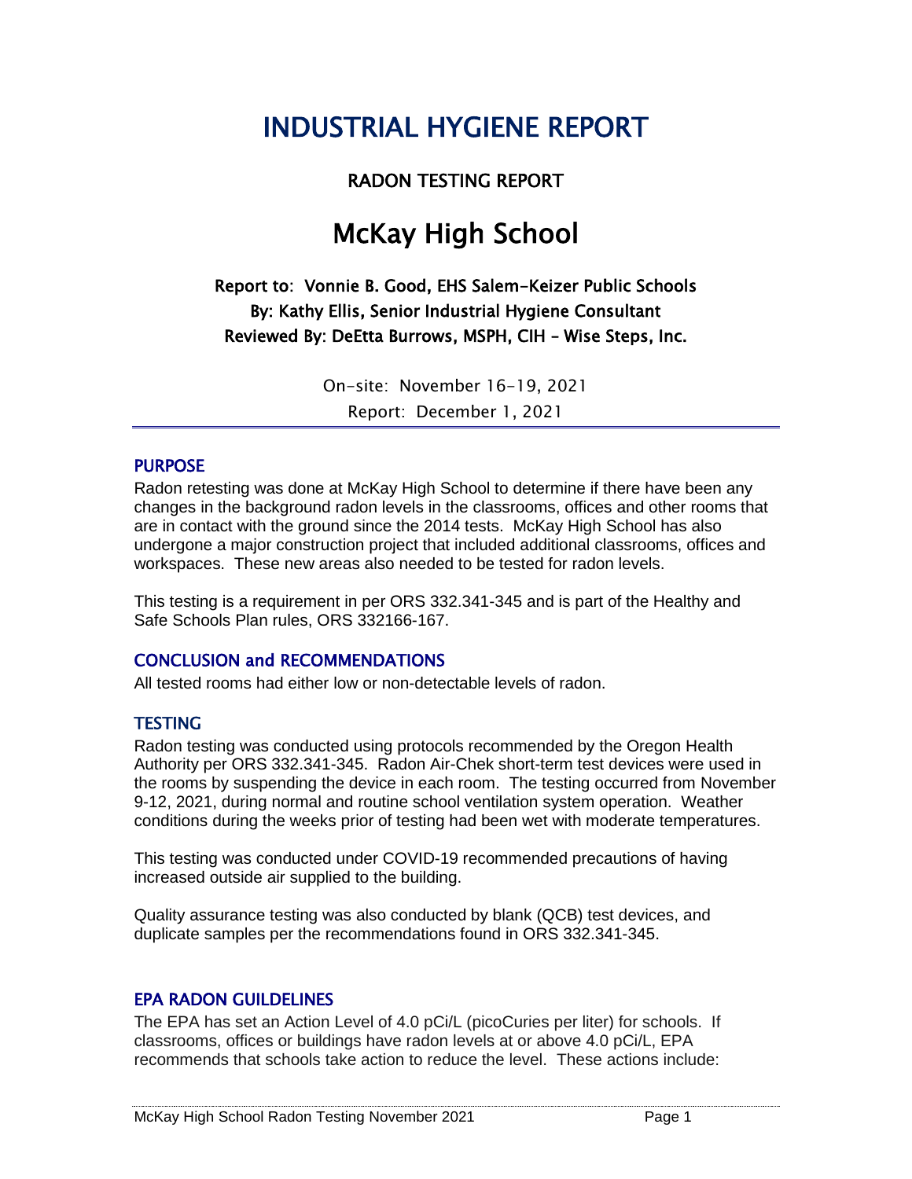# INDUSTRIAL HYGIENE REPORT

## RADON TESTING REPORT

# McKay High School

**Report to: Vonnie B. Good, EHS Salem-Keizer Public Schools**
**By: Kathy Ellis, Senior Industrial Hygiene Consultant**
**Reviewed By: DeEtta Burrows, MSPH, CIH – Wise Steps, Inc.**

On-site: November 16-19, 2021
Report: December 1, 2021

---

## PURPOSE

Radon retesting was done at McKay High School to determine if there have been any changes in the background radon levels in the classrooms, offices and other rooms that are in contact with the ground since the 2014 tests. McKay High School has also undergone a major construction project that included additional classrooms, offices and workspaces. These new areas also needed to be tested for radon levels.

This testing is a requirement in per ORS 332.341-345 and is part of the Healthy and Safe Schools Plan rules, ORS 332166-167.

## CONCLUSION and RECOMMENDATIONS

All tested rooms had either low or non-detectable levels of radon.

## TESTING

Radon testing was conducted using protocols recommended by the Oregon Health Authority per ORS 332.341-345. Radon Air-Chek short-term test devices were used in the rooms by suspending the device in each room. The testing occurred from November 9-12, 2021, during normal and routine school ventilation system operation. Weather conditions during the weeks prior of testing had been wet with moderate temperatures.

This testing was conducted under COVID-19 recommended precautions of having increased outside air supplied to the building.

Quality assurance testing was also conducted by blank (QCB) test devices, and duplicate samples per the recommendations found in ORS 332.341-345.

## EPA RADON GUILDELINES

The EPA has set an Action Level of 4.0 pCi/L (picoCuries per liter) for schools. If classrooms, offices or buildings have radon levels at or above 4.0 pCi/L, EPA recommends that schools take action to reduce the level. These actions include: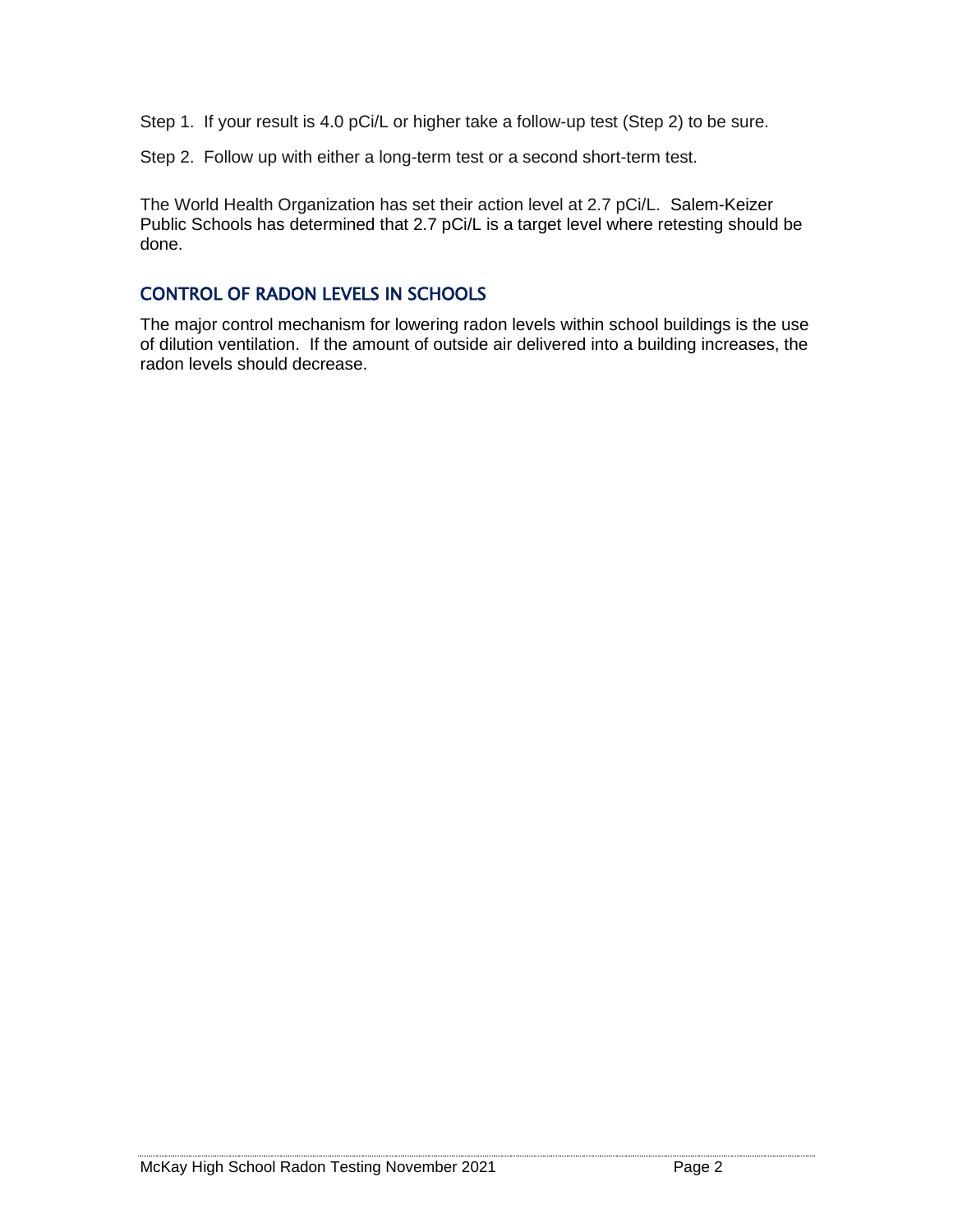Step 1. If your result is 4.0 pCi/L or higher take a follow-up test (Step 2) to be sure.

Step 2. Follow up with either a long-term test or a second short-term test.

The World Health Organization has set their action level at 2.7 pCi/L. Salem-Keizer Public Schools has determined that 2.7 pCi/L is a target level where retesting should be done.

## CONTROL OF RADON LEVELS IN SCHOOLS

The major control mechanism for lowering radon levels within school buildings is the use of dilution ventilation. If the amount of outside air delivered into a building increases, the radon levels should decrease.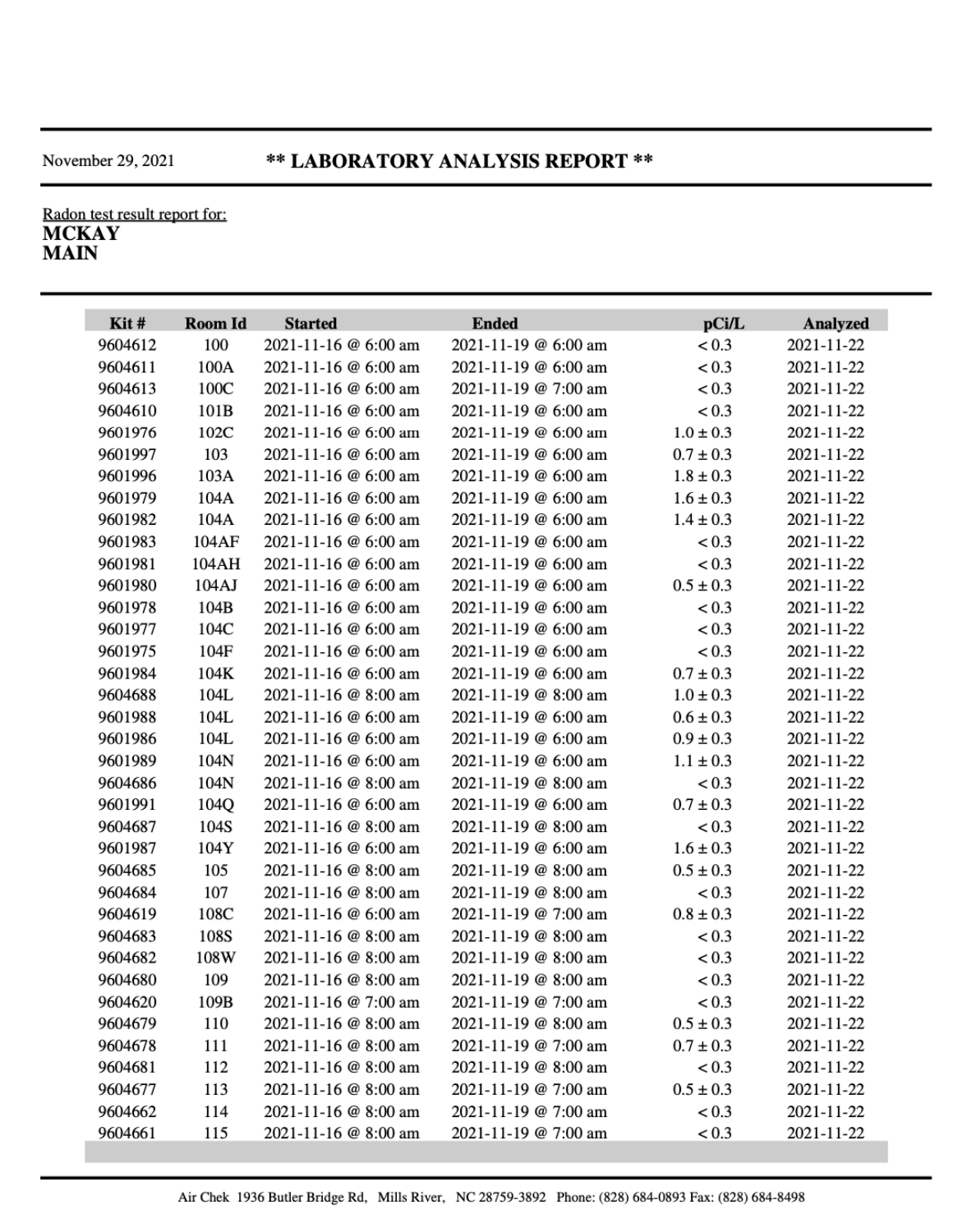November 29, 2021

# ** LABORATORY ANALYSIS REPORT **

Radon test result report for:
**MCKAY**
**MAIN**

| Kit # | Room Id | Started | Ended | pCi/L | Analyzed |
|---|---|---|---|---|---|
| 9604612 | 100 | 2021-11-16 @ 6:00 am | 2021-11-19 @ 6:00 am | < 0.3 | 2021-11-22 |
| 9604611 | 100A | 2021-11-16 @ 6:00 am | 2021-11-19 @ 6:00 am | < 0.3 | 2021-11-22 |
| 9604613 | 100C | 2021-11-16 @ 6:00 am | 2021-11-19 @ 7:00 am | < 0.3 | 2021-11-22 |
| 9604610 | 101B | 2021-11-16 @ 6:00 am | 2021-11-19 @ 6:00 am | < 0.3 | 2021-11-22 |
| 9601976 | 102C | 2021-11-16 @ 6:00 am | 2021-11-19 @ 6:00 am | 1.0 ± 0.3 | 2021-11-22 |
| 9601997 | 103 | 2021-11-16 @ 6:00 am | 2021-11-19 @ 6:00 am | 0.7 ± 0.3 | 2021-11-22 |
| 9601996 | 103A | 2021-11-16 @ 6:00 am | 2021-11-19 @ 6:00 am | 1.8 ± 0.3 | 2021-11-22 |
| 9601979 | 104A | 2021-11-16 @ 6:00 am | 2021-11-19 @ 6:00 am | 1.6 ± 0.3 | 2021-11-22 |
| 9601982 | 104A | 2021-11-16 @ 6:00 am | 2021-11-19 @ 6:00 am | 1.4 ± 0.3 | 2021-11-22 |
| 9601983 | 104AF | 2021-11-16 @ 6:00 am | 2021-11-19 @ 6:00 am | < 0.3 | 2021-11-22 |
| 9601981 | 104AH | 2021-11-16 @ 6:00 am | 2021-11-19 @ 6:00 am | < 0.3 | 2021-11-22 |
| 9601980 | 104AJ | 2021-11-16 @ 6:00 am | 2021-11-19 @ 6:00 am | 0.5 ± 0.3 | 2021-11-22 |
| 9601978 | 104B | 2021-11-16 @ 6:00 am | 2021-11-19 @ 6:00 am | < 0.3 | 2021-11-22 |
| 9601977 | 104C | 2021-11-16 @ 6:00 am | 2021-11-19 @ 6:00 am | < 0.3 | 2021-11-22 |
| 9601975 | 104F | 2021-11-16 @ 6:00 am | 2021-11-19 @ 6:00 am | < 0.3 | 2021-11-22 |
| 9601984 | 104K | 2021-11-16 @ 6:00 am | 2021-11-19 @ 6:00 am | 0.7 ± 0.3 | 2021-11-22 |
| 9604688 | 104L | 2021-11-16 @ 8:00 am | 2021-11-19 @ 8:00 am | 1.0 ± 0.3 | 2021-11-22 |
| 9601988 | 104L | 2021-11-16 @ 6:00 am | 2021-11-19 @ 6:00 am | 0.6 ± 0.3 | 2021-11-22 |
| 9601986 | 104L | 2021-11-16 @ 6:00 am | 2021-11-19 @ 6:00 am | 0.9 ± 0.3 | 2021-11-22 |
| 9601989 | 104N | 2021-11-16 @ 6:00 am | 2021-11-19 @ 6:00 am | 1.1 ± 0.3 | 2021-11-22 |
| 9604686 | 104N | 2021-11-16 @ 8:00 am | 2021-11-19 @ 8:00 am | < 0.3 | 2021-11-22 |
| 9601991 | 104Q | 2021-11-16 @ 6:00 am | 2021-11-19 @ 6:00 am | 0.7 ± 0.3 | 2021-11-22 |
| 9604687 | 104S | 2021-11-16 @ 8:00 am | 2021-11-19 @ 8:00 am | < 0.3 | 2021-11-22 |
| 9601987 | 104Y | 2021-11-16 @ 6:00 am | 2021-11-19 @ 6:00 am | 1.6 ± 0.3 | 2021-11-22 |
| 9604685 | 105 | 2021-11-16 @ 8:00 am | 2021-11-19 @ 8:00 am | 0.5 ± 0.3 | 2021-11-22 |
| 9604684 | 107 | 2021-11-16 @ 8:00 am | 2021-11-19 @ 8:00 am | < 0.3 | 2021-11-22 |
| 9604619 | 108C | 2021-11-16 @ 6:00 am | 2021-11-19 @ 7:00 am | 0.8 ± 0.3 | 2021-11-22 |
| 9604683 | 108S | 2021-11-16 @ 8:00 am | 2021-11-19 @ 8:00 am | < 0.3 | 2021-11-22 |
| 9604682 | 108W | 2021-11-16 @ 8:00 am | 2021-11-19 @ 8:00 am | < 0.3 | 2021-11-22 |
| 9604680 | 109 | 2021-11-16 @ 8:00 am | 2021-11-19 @ 8:00 am | < 0.3 | 2021-11-22 |
| 9604620 | 109B | 2021-11-16 @ 7:00 am | 2021-11-19 @ 7:00 am | < 0.3 | 2021-11-22 |
| 9604679 | 110 | 2021-11-16 @ 8:00 am | 2021-11-19 @ 8:00 am | 0.5 ± 0.3 | 2021-11-22 |
| 9604678 | 111 | 2021-11-16 @ 8:00 am | 2021-11-19 @ 7:00 am | 0.7 ± 0.3 | 2021-11-22 |
| 9604681 | 112 | 2021-11-16 @ 8:00 am | 2021-11-19 @ 8:00 am | < 0.3 | 2021-11-22 |
| 9604677 | 113 | 2021-11-16 @ 8:00 am | 2021-11-19 @ 7:00 am | 0.5 ± 0.3 | 2021-11-22 |
| 9604662 | 114 | 2021-11-16 @ 8:00 am | 2021-11-19 @ 7:00 am | < 0.3 | 2021-11-22 |
| 9604661 | 115 | 2021-11-16 @ 8:00 am | 2021-11-19 @ 7:00 am | < 0.3 | 2021-11-22 |

Air Chek 1936 Butler Bridge Rd, Mills River, NC 28759-3892 Phone: (828) 684-0893 Fax: (828) 684-8498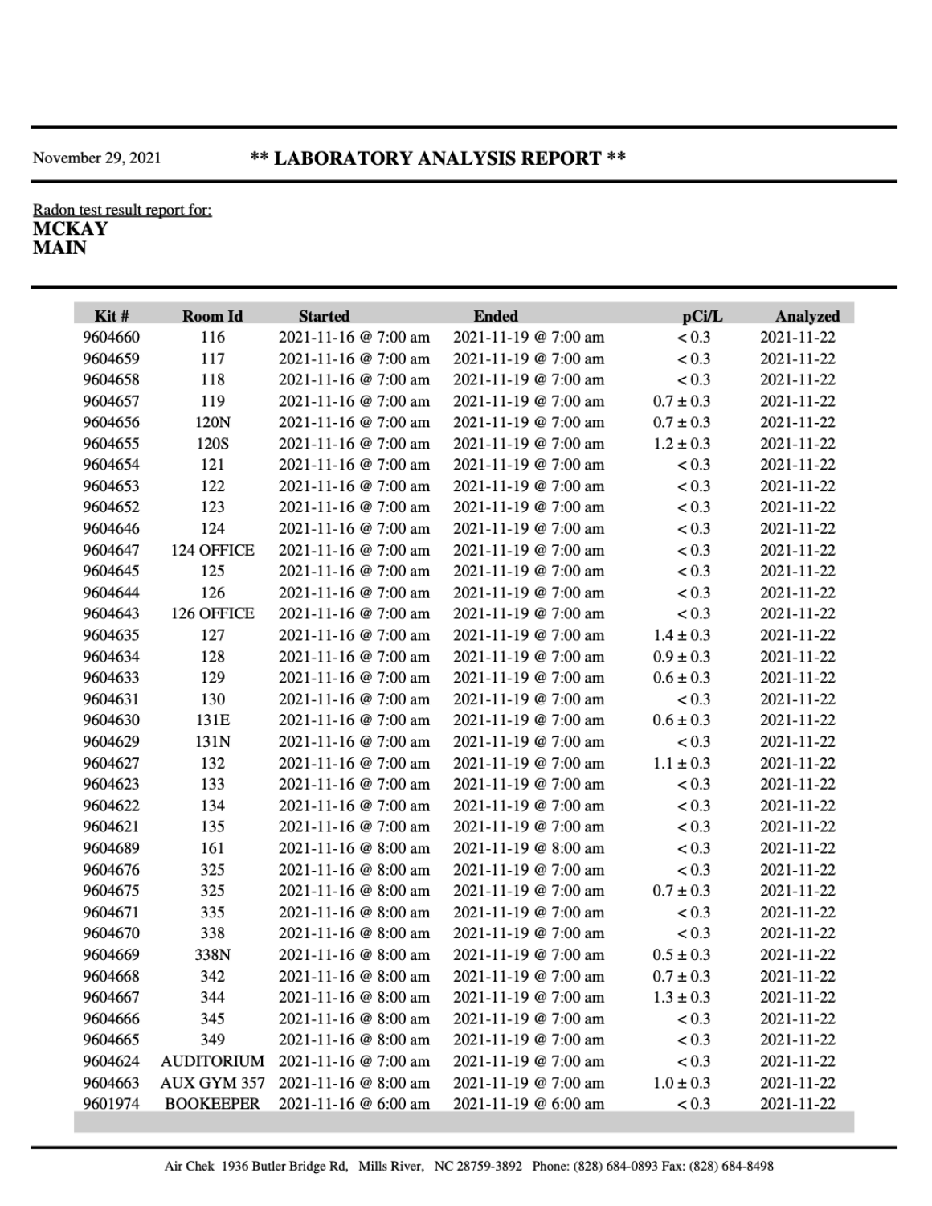November 29, 2021

# ** LABORATORY ANALYSIS REPORT **

Radon test result report for:

**MCKAY**
**MAIN**

| Kit # | Room Id | Started | Ended | pCi/L | Analyzed |
|---|---|---|---|---|---|
| 9604660 | 116 | 2021-11-16 @ 7:00 am | 2021-11-19 @ 7:00 am | < 0.3 | 2021-11-22 |
| 9604659 | 117 | 2021-11-16 @ 7:00 am | 2021-11-19 @ 7:00 am | < 0.3 | 2021-11-22 |
| 9604658 | 118 | 2021-11-16 @ 7:00 am | 2021-11-19 @ 7:00 am | < 0.3 | 2021-11-22 |
| 9604657 | 119 | 2021-11-16 @ 7:00 am | 2021-11-19 @ 7:00 am | 0.7 ± 0.3 | 2021-11-22 |
| 9604656 | 120N | 2021-11-16 @ 7:00 am | 2021-11-19 @ 7:00 am | 0.7 ± 0.3 | 2021-11-22 |
| 9604655 | 120S | 2021-11-16 @ 7:00 am | 2021-11-19 @ 7:00 am | 1.2 ± 0.3 | 2021-11-22 |
| 9604654 | 121 | 2021-11-16 @ 7:00 am | 2021-11-19 @ 7:00 am | < 0.3 | 2021-11-22 |
| 9604653 | 122 | 2021-11-16 @ 7:00 am | 2021-11-19 @ 7:00 am | < 0.3 | 2021-11-22 |
| 9604652 | 123 | 2021-11-16 @ 7:00 am | 2021-11-19 @ 7:00 am | < 0.3 | 2021-11-22 |
| 9604646 | 124 | 2021-11-16 @ 7:00 am | 2021-11-19 @ 7:00 am | < 0.3 | 2021-11-22 |
| 9604647 | 124 OFFICE | 2021-11-16 @ 7:00 am | 2021-11-19 @ 7:00 am | < 0.3 | 2021-11-22 |
| 9604645 | 125 | 2021-11-16 @ 7:00 am | 2021-11-19 @ 7:00 am | < 0.3 | 2021-11-22 |
| 9604644 | 126 | 2021-11-16 @ 7:00 am | 2021-11-19 @ 7:00 am | < 0.3 | 2021-11-22 |
| 9604643 | 126 OFFICE | 2021-11-16 @ 7:00 am | 2021-11-19 @ 7:00 am | < 0.3 | 2021-11-22 |
| 9604635 | 127 | 2021-11-16 @ 7:00 am | 2021-11-19 @ 7:00 am | 1.4 ± 0.3 | 2021-11-22 |
| 9604634 | 128 | 2021-11-16 @ 7:00 am | 2021-11-19 @ 7:00 am | 0.9 ± 0.3 | 2021-11-22 |
| 9604633 | 129 | 2021-11-16 @ 7:00 am | 2021-11-19 @ 7:00 am | 0.6 ± 0.3 | 2021-11-22 |
| 9604631 | 130 | 2021-11-16 @ 7:00 am | 2021-11-19 @ 7:00 am | < 0.3 | 2021-11-22 |
| 9604630 | 131E | 2021-11-16 @ 7:00 am | 2021-11-19 @ 7:00 am | 0.6 ± 0.3 | 2021-11-22 |
| 9604629 | 131N | 2021-11-16 @ 7:00 am | 2021-11-19 @ 7:00 am | < 0.3 | 2021-11-22 |
| 9604627 | 132 | 2021-11-16 @ 7:00 am | 2021-11-19 @ 7:00 am | 1.1 ± 0.3 | 2021-11-22 |
| 9604623 | 133 | 2021-11-16 @ 7:00 am | 2021-11-19 @ 7:00 am | < 0.3 | 2021-11-22 |
| 9604622 | 134 | 2021-11-16 @ 7:00 am | 2021-11-19 @ 7:00 am | < 0.3 | 2021-11-22 |
| 9604621 | 135 | 2021-11-16 @ 7:00 am | 2021-11-19 @ 7:00 am | < 0.3 | 2021-11-22 |
| 9604689 | 161 | 2021-11-16 @ 8:00 am | 2021-11-19 @ 8:00 am | < 0.3 | 2021-11-22 |
| 9604676 | 325 | 2021-11-16 @ 8:00 am | 2021-11-19 @ 7:00 am | < 0.3 | 2021-11-22 |
| 9604675 | 325 | 2021-11-16 @ 8:00 am | 2021-11-19 @ 7:00 am | 0.7 ± 0.3 | 2021-11-22 |
| 9604671 | 335 | 2021-11-16 @ 8:00 am | 2021-11-19 @ 7:00 am | < 0.3 | 2021-11-22 |
| 9604670 | 338 | 2021-11-16 @ 8:00 am | 2021-11-19 @ 7:00 am | < 0.3 | 2021-11-22 |
| 9604669 | 338N | 2021-11-16 @ 8:00 am | 2021-11-19 @ 7:00 am | 0.5 ± 0.3 | 2021-11-22 |
| 9604668 | 342 | 2021-11-16 @ 8:00 am | 2021-11-19 @ 7:00 am | 0.7 ± 0.3 | 2021-11-22 |
| 9604667 | 344 | 2021-11-16 @ 8:00 am | 2021-11-19 @ 7:00 am | 1.3 ± 0.3 | 2021-11-22 |
| 9604666 | 345 | 2021-11-16 @ 8:00 am | 2021-11-19 @ 7:00 am | < 0.3 | 2021-11-22 |
| 9604665 | 349 | 2021-11-16 @ 8:00 am | 2021-11-19 @ 7:00 am | < 0.3 | 2021-11-22 |
| 9604624 | AUDITORIUM | 2021-11-16 @ 7:00 am | 2021-11-19 @ 7:00 am | < 0.3 | 2021-11-22 |
| 9604663 | AUX GYM 357 | 2021-11-16 @ 8:00 am | 2021-11-19 @ 7:00 am | 1.0 ± 0.3 | 2021-11-22 |
| 9601974 | BOOKEEPER | 2021-11-16 @ 6:00 am | 2021-11-19 @ 6:00 am | < 0.3 | 2021-11-22 |

Air Chek 1936 Butler Bridge Rd, Mills River, NC 28759-3892 Phone: (828) 684-0893 Fax: (828) 684-8498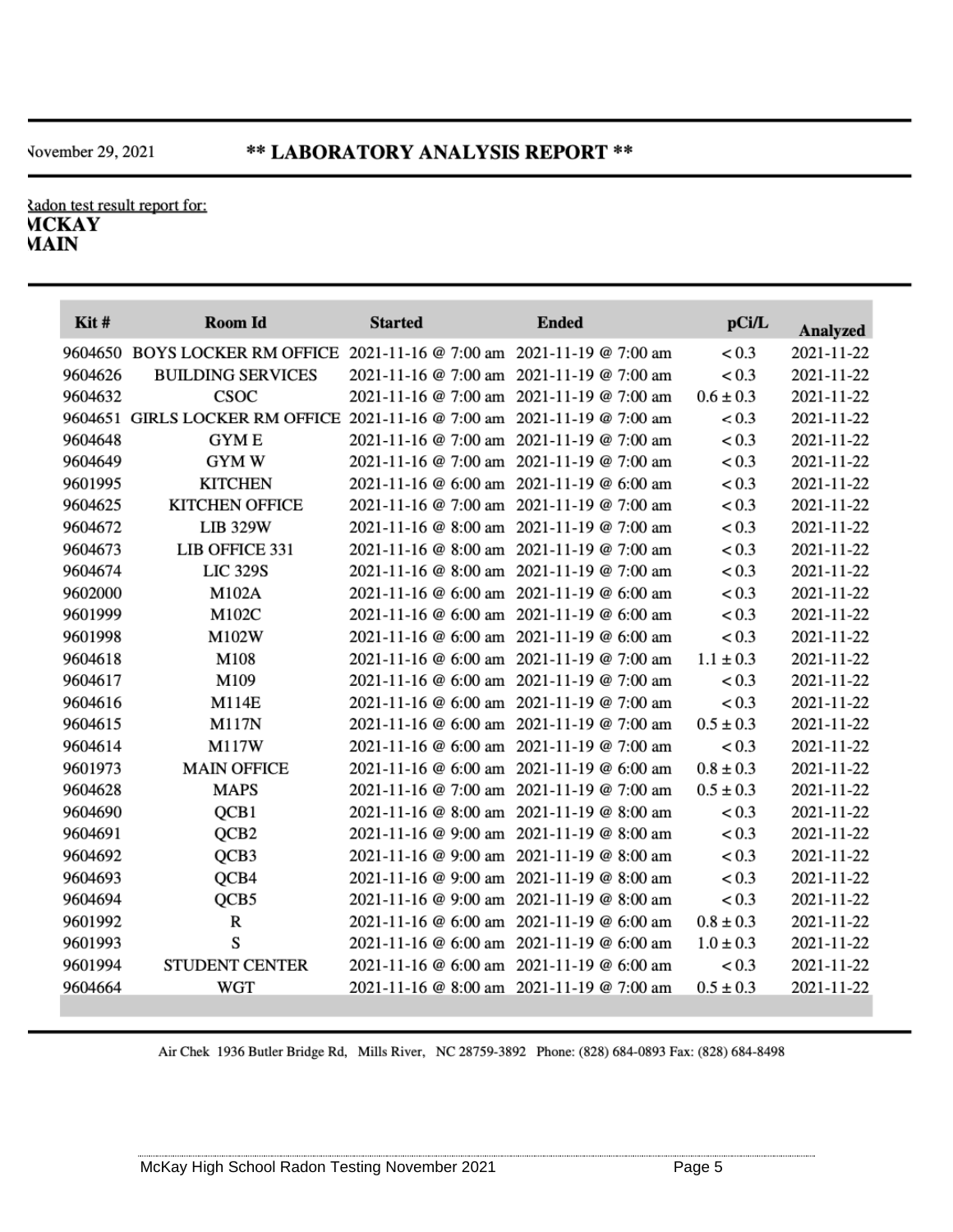November 29, 2021

# ** LABORATORY ANALYSIS REPORT **

Radon test result report for:
**MCKAY**
**MAIN**

| Kit # | Room Id | Started | Ended | pCi/L | Analyzed |
|---|---|---|---|---|---|
| 9604650 | BOYS LOCKER RM OFFICE | 2021-11-16 @ 7:00 am | 2021-11-19 @ 7:00 am | < 0.3 | 2021-11-22 |
| 9604626 | BUILDING SERVICES | 2021-11-16 @ 7:00 am | 2021-11-19 @ 7:00 am | < 0.3 | 2021-11-22 |
| 9604632 | CSOC | 2021-11-16 @ 7:00 am | 2021-11-19 @ 7:00 am | 0.6 ± 0.3 | 2021-11-22 |
| 9604651 | GIRLS LOCKER RM OFFICE | 2021-11-16 @ 7:00 am | 2021-11-19 @ 7:00 am | < 0.3 | 2021-11-22 |
| 9604648 | GYM E | 2021-11-16 @ 7:00 am | 2021-11-19 @ 7:00 am | < 0.3 | 2021-11-22 |
| 9604649 | GYM W | 2021-11-16 @ 7:00 am | 2021-11-19 @ 7:00 am | < 0.3 | 2021-11-22 |
| 9601995 | KITCHEN | 2021-11-16 @ 6:00 am | 2021-11-19 @ 6:00 am | < 0.3 | 2021-11-22 |
| 9604625 | KITCHEN OFFICE | 2021-11-16 @ 7:00 am | 2021-11-19 @ 7:00 am | < 0.3 | 2021-11-22 |
| 9604672 | LIB 329W | 2021-11-16 @ 8:00 am | 2021-11-19 @ 7:00 am | < 0.3 | 2021-11-22 |
| 9604673 | LIB OFFICE 331 | 2021-11-16 @ 8:00 am | 2021-11-19 @ 7:00 am | < 0.3 | 2021-11-22 |
| 9604674 | LIC 329S | 2021-11-16 @ 8:00 am | 2021-11-19 @ 7:00 am | < 0.3 | 2021-11-22 |
| 9602000 | M102A | 2021-11-16 @ 6:00 am | 2021-11-19 @ 6:00 am | < 0.3 | 2021-11-22 |
| 9601999 | M102C | 2021-11-16 @ 6:00 am | 2021-11-19 @ 6:00 am | < 0.3 | 2021-11-22 |
| 9601998 | M102W | 2021-11-16 @ 6:00 am | 2021-11-19 @ 6:00 am | < 0.3 | 2021-11-22 |
| 9604618 | M108 | 2021-11-16 @ 6:00 am | 2021-11-19 @ 7:00 am | 1.1 ± 0.3 | 2021-11-22 |
| 9604617 | M109 | 2021-11-16 @ 6:00 am | 2021-11-19 @ 7:00 am | < 0.3 | 2021-11-22 |
| 9604616 | M114E | 2021-11-16 @ 6:00 am | 2021-11-19 @ 7:00 am | < 0.3 | 2021-11-22 |
| 9604615 | M117N | 2021-11-16 @ 6:00 am | 2021-11-19 @ 7:00 am | 0.5 ± 0.3 | 2021-11-22 |
| 9604614 | M117W | 2021-11-16 @ 6:00 am | 2021-11-19 @ 7:00 am | < 0.3 | 2021-11-22 |
| 9601973 | MAIN OFFICE | 2021-11-16 @ 6:00 am | 2021-11-19 @ 6:00 am | 0.8 ± 0.3 | 2021-11-22 |
| 9604628 | MAPS | 2021-11-16 @ 7:00 am | 2021-11-19 @ 7:00 am | 0.5 ± 0.3 | 2021-11-22 |
| 9604690 | QCB1 | 2021-11-16 @ 8:00 am | 2021-11-19 @ 8:00 am | < 0.3 | 2021-11-22 |
| 9604691 | QCB2 | 2021-11-16 @ 9:00 am | 2021-11-19 @ 8:00 am | < 0.3 | 2021-11-22 |
| 9604692 | QCB3 | 2021-11-16 @ 9:00 am | 2021-11-19 @ 8:00 am | < 0.3 | 2021-11-22 |
| 9604693 | QCB4 | 2021-11-16 @ 9:00 am | 2021-11-19 @ 8:00 am | < 0.3 | 2021-11-22 |
| 9604694 | QCB5 | 2021-11-16 @ 9:00 am | 2021-11-19 @ 8:00 am | < 0.3 | 2021-11-22 |
| 9601992 | R | 2021-11-16 @ 6:00 am | 2021-11-19 @ 6:00 am | 0.8 ± 0.3 | 2021-11-22 |
| 9601993 | S | 2021-11-16 @ 6:00 am | 2021-11-19 @ 6:00 am | 1.0 ± 0.3 | 2021-11-22 |
| 9601994 | STUDENT CENTER | 2021-11-16 @ 6:00 am | 2021-11-19 @ 6:00 am | < 0.3 | 2021-11-22 |
| 9604664 | WGT | 2021-11-16 @ 8:00 am | 2021-11-19 @ 7:00 am | 0.5 ± 0.3 | 2021-11-22 |

Air Chek 1936 Butler Bridge Rd, Mills River, NC 28759-3892 Phone: (828) 684-0893 Fax: (828) 684-8498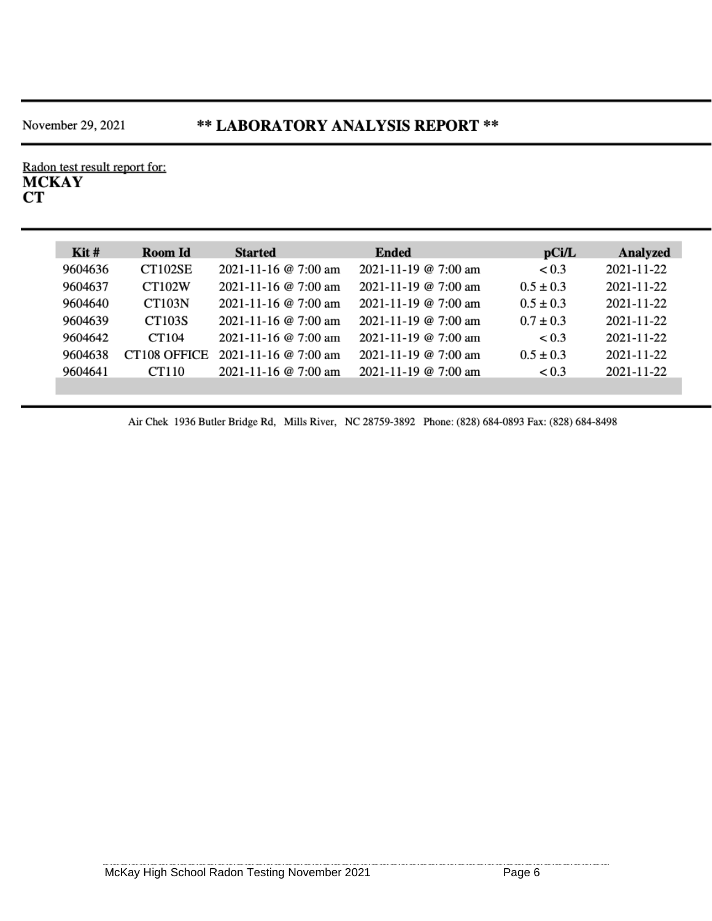November 29, 2021

# ** LABORATORY ANALYSIS REPORT **

Radon test result report for:
**MCKAY**
**CT**

| Kit # | Room Id | Started | Ended | pCi/L | Analyzed |
|---|---|---|---|---|---|
| 9604636 | CT102SE | 2021-11-16 @ 7:00 am | 2021-11-19 @ 7:00 am | < 0.3 | 2021-11-22 |
| 9604637 | CT102W | 2021-11-16 @ 7:00 am | 2021-11-19 @ 7:00 am | 0.5 ± 0.3 | 2021-11-22 |
| 9604640 | CT103N | 2021-11-16 @ 7:00 am | 2021-11-19 @ 7:00 am | 0.5 ± 0.3 | 2021-11-22 |
| 9604639 | CT103S | 2021-11-16 @ 7:00 am | 2021-11-19 @ 7:00 am | 0.7 ± 0.3 | 2021-11-22 |
| 9604642 | CT104 | 2021-11-16 @ 7:00 am | 2021-11-19 @ 7:00 am | < 0.3 | 2021-11-22 |
| 9604638 | CT108 OFFICE | 2021-11-16 @ 7:00 am | 2021-11-19 @ 7:00 am | 0.5 ± 0.3 | 2021-11-22 |
| 9604641 | CT110 | 2021-11-16 @ 7:00 am | 2021-11-19 @ 7:00 am | < 0.3 | 2021-11-22 |

Air Chek 1936 Butler Bridge Rd, Mills River, NC 28759-3892 Phone: (828) 684-0893 Fax: (828) 684-8498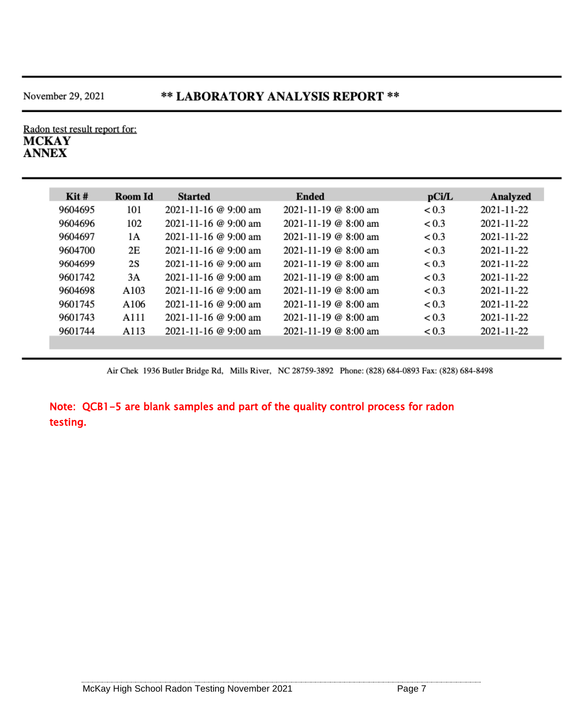November 29, 2021

# ** LABORATORY ANALYSIS REPORT **

Radon test result report for:
**MCKAY**
**ANNEX**

| Kit # | Room Id | Started | Ended | pCi/L | Analyzed |
|---|---|---|---|---|---|
| 9604695 | 101 | 2021-11-16 @ 9:00 am | 2021-11-19 @ 8:00 am | < 0.3 | 2021-11-22 |
| 9604696 | 102 | 2021-11-16 @ 9:00 am | 2021-11-19 @ 8:00 am | < 0.3 | 2021-11-22 |
| 9604697 | 1A | 2021-11-16 @ 9:00 am | 2021-11-19 @ 8:00 am | < 0.3 | 2021-11-22 |
| 9604700 | 2E | 2021-11-16 @ 9:00 am | 2021-11-19 @ 8:00 am | < 0.3 | 2021-11-22 |
| 9604699 | 2S | 2021-11-16 @ 9:00 am | 2021-11-19 @ 8:00 am | < 0.3 | 2021-11-22 |
| 9601742 | 3A | 2021-11-16 @ 9:00 am | 2021-11-19 @ 8:00 am | < 0.3 | 2021-11-22 |
| 9604698 | A103 | 2021-11-16 @ 9:00 am | 2021-11-19 @ 8:00 am | < 0.3 | 2021-11-22 |
| 9601745 | A106 | 2021-11-16 @ 9:00 am | 2021-11-19 @ 8:00 am | < 0.3 | 2021-11-22 |
| 9601743 | A111 | 2021-11-16 @ 9:00 am | 2021-11-19 @ 8:00 am | < 0.3 | 2021-11-22 |
| 9601744 | A113 | 2021-11-16 @ 9:00 am | 2021-11-19 @ 8:00 am | < 0.3 | 2021-11-22 |

Air Chek 1936 Butler Bridge Rd, Mills River, NC 28759-3892 Phone: (828) 684-0893 Fax: (828) 684-8498

Note: QCB1-5 are blank samples and part of the quality control process for radon testing.